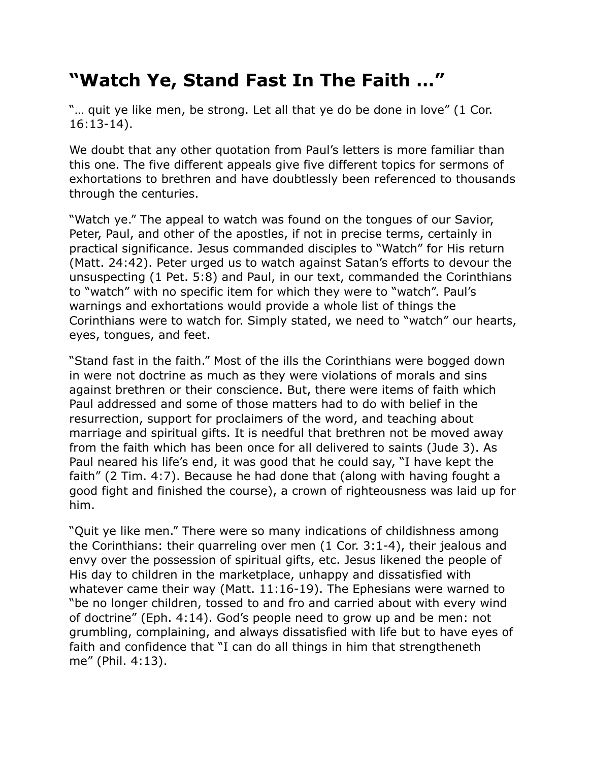# “Watch Ye, Stand Fast In The Faith …”

“… quit ye like men, be strong. Let all that ye do be done in love” (1 Cor. 16:13-14).

We doubt that any other quotation from Paul’s letters is more familiar than this one. The five different appeals give five different topics for sermons of exhortations to brethren and have doubtlessly been referenced to thousands through the centuries.

“Watch ye.” The appeal to watch was found on the tongues of our Savior, Peter, Paul, and other of the apostles, if not in precise terms, certainly in practical significance. Jesus commanded disciples to “Watch” for His return (Matt. 24:42). Peter urged us to watch against Satan’s efforts to devour the unsuspecting (1 Pet. 5:8) and Paul, in our text, commanded the Corinthians to “watch” with no specific item for which they were to “watch”. Paul’s warnings and exhortations would provide a whole list of things the Corinthians were to watch for. Simply stated, we need to “watch” our hearts, eyes, tongues, and feet.

“Stand fast in the faith.” Most of the ills the Corinthians were bogged down in were not doctrine as much as they were violations of morals and sins against brethren or their conscience. But, there were items of faith which Paul addressed and some of those matters had to do with belief in the resurrection, support for proclaimers of the word, and teaching about marriage and spiritual gifts. It is needful that brethren not be moved away from the faith which has been once for all delivered to saints (Jude 3). As Paul neared his life’s end, it was good that he could say, “I have kept the faith” (2 Tim. 4:7). Because he had done that (along with having fought a good fight and finished the course), a crown of righteousness was laid up for him.

“Quit ye like men.” There were so many indications of childishness among the Corinthians: their quarreling over men (1 Cor. 3:1-4), their jealous and envy over the possession of spiritual gifts, etc. Jesus likened the people of His day to children in the marketplace, unhappy and dissatisfied with whatever came their way (Matt. 11:16-19). The Ephesians were warned to “be no longer children, tossed to and fro and carried about with every wind of doctrine” (Eph. 4:14). God’s people need to grow up and be men: not grumbling, complaining, and always dissatisfied with life but to have eyes of faith and confidence that “I can do all things in him that strengtheneth me” (Phil. 4:13).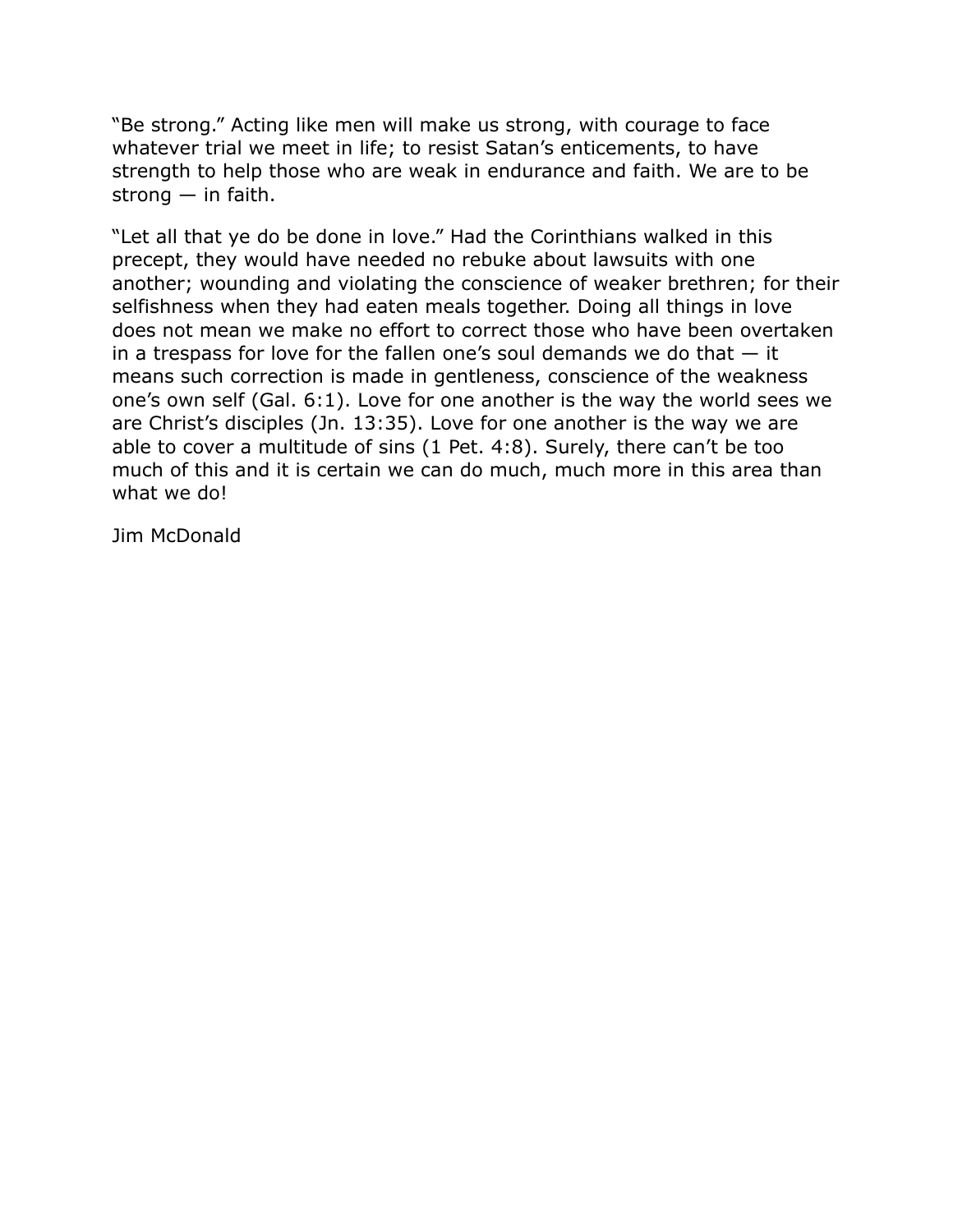"Be strong." Acting like men will make us strong, with courage to face whatever trial we meet in life; to resist Satan's enticements, to have strength to help those who are weak in endurance and faith. We are to be strong — in faith.

"Let all that ye do be done in love." Had the Corinthians walked in this precept, they would have needed no rebuke about lawsuits with one another; wounding and violating the conscience of weaker brethren; for their selfishness when they had eaten meals together. Doing all things in love does not mean we make no effort to correct those who have been overtaken in a trespass for love for the fallen one's soul demands we do that — it means such correction is made in gentleness, conscience of the weakness one's own self (Gal. 6:1). Love for one another is the way the world sees we are Christ's disciples (Jn. 13:35). Love for one another is the way we are able to cover a multitude of sins (1 Pet. 4:8). Surely, there can't be too much of this and it is certain we can do much, much more in this area than what we do!

Jim McDonald